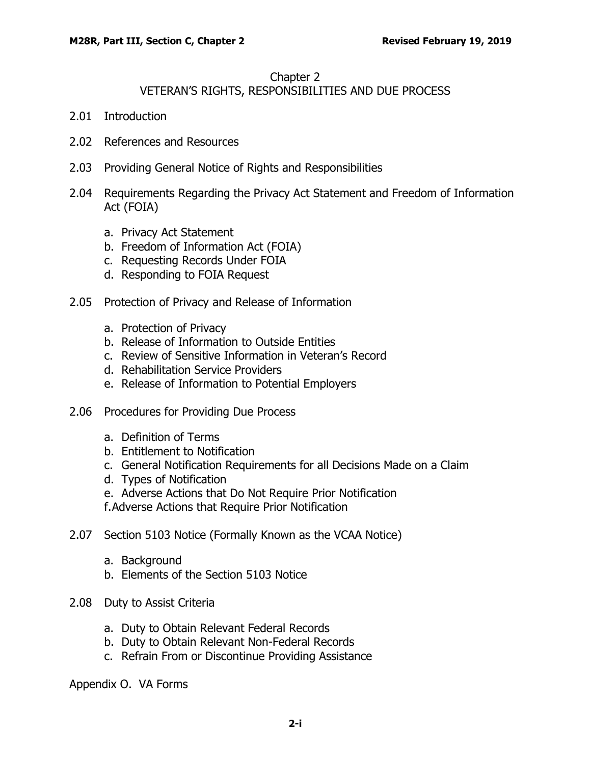# Chapter 2
## VETERAN'S RIGHTS, RESPONSIBILITIES AND DUE PROCESS

2.01 Introduction

2.02 References and Resources

2.03 Providing General Notice of Rights and Responsibilities

2.04 Requirements Regarding the Privacy Act Statement and Freedom of Information Act (FOIA)

- a. Privacy Act Statement
- b. Freedom of Information Act (FOIA)
- c. Requesting Records Under FOIA
- d. Responding to FOIA Request

2.05 Protection of Privacy and Release of Information

- a. Protection of Privacy
- b. Release of Information to Outside Entities
- c. Review of Sensitive Information in Veteran's Record
- d. Rehabilitation Service Providers
- e. Release of Information to Potential Employers

2.06 Procedures for Providing Due Process

- a. Definition of Terms
- b. Entitlement to Notification
- c. General Notification Requirements for all Decisions Made on a Claim
- d. Types of Notification
- e. Adverse Actions that Do Not Require Prior Notification
- f. Adverse Actions that Require Prior Notification

2.07 Section 5103 Notice (Formally Known as the VCAA Notice)

- a. Background
- b. Elements of the Section 5103 Notice

2.08 Duty to Assist Criteria

- a. Duty to Obtain Relevant Federal Records
- b. Duty to Obtain Relevant Non-Federal Records
- c. Refrain From or Discontinue Providing Assistance

Appendix O. VA Forms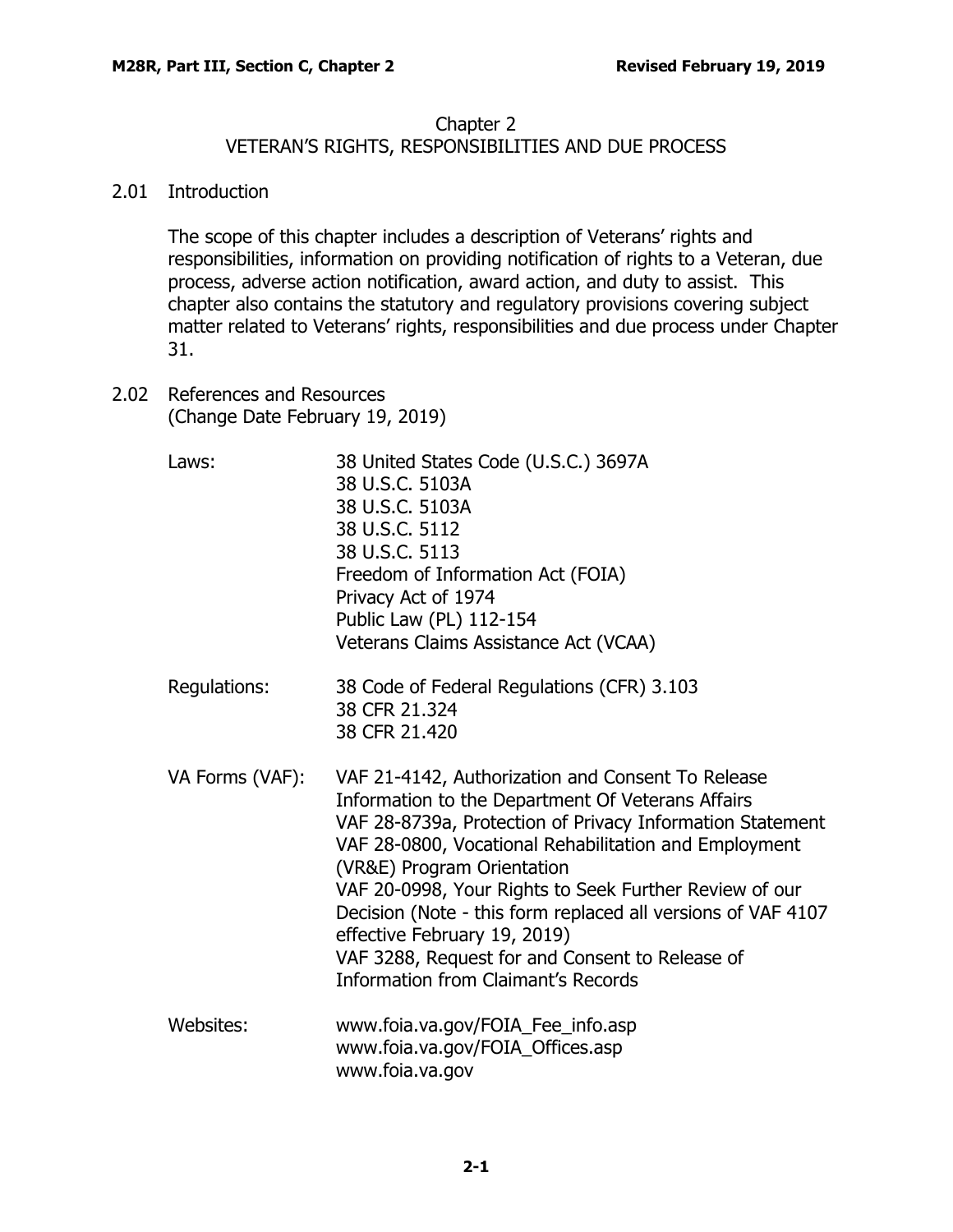# Chapter 2
## VETERAN'S RIGHTS, RESPONSIBILITIES AND DUE PROCESS

### 2.01 Introduction

The scope of this chapter includes a description of Veterans' rights and responsibilities, information on providing notification of rights to a Veteran, due process, adverse action notification, award action, and duty to assist. This chapter also contains the statutory and regulatory provisions covering subject matter related to Veterans' rights, responsibilities and due process under Chapter 31.

### 2.02 References and Resources
(Change Date February 19, 2019)

**Laws:**

- 38 United States Code (U.S.C.) 3697A
- 38 U.S.C. 5103A
- 38 U.S.C. 5103A
- 38 U.S.C. 5112
- 38 U.S.C. 5113
- Freedom of Information Act (FOIA)
- Privacy Act of 1974
- Public Law (PL) 112-154
- Veterans Claims Assistance Act (VCAA)

**Regulations:**

- 38 Code of Federal Regulations (CFR) 3.103
- 38 CFR 21.324
- 38 CFR 21.420

**VA Forms (VAF):**

- VAF 21-4142, Authorization and Consent To Release Information to the Department Of Veterans Affairs
- VAF 28-8739a, Protection of Privacy Information Statement
- VAF 28-0800, Vocational Rehabilitation and Employment (VR&E) Program Orientation
- VAF 20-0998, Your Rights to Seek Further Review of our Decision (Note - this form replaced all versions of VAF 4107 effective February 19, 2019)
- VAF 3288, Request for and Consent to Release of Information from Claimant's Records

**Websites:**

- www.foia.va.gov/FOIA_Fee_info.asp
- www.foia.va.gov/FOIA_Offices.asp
- www.foia.va.gov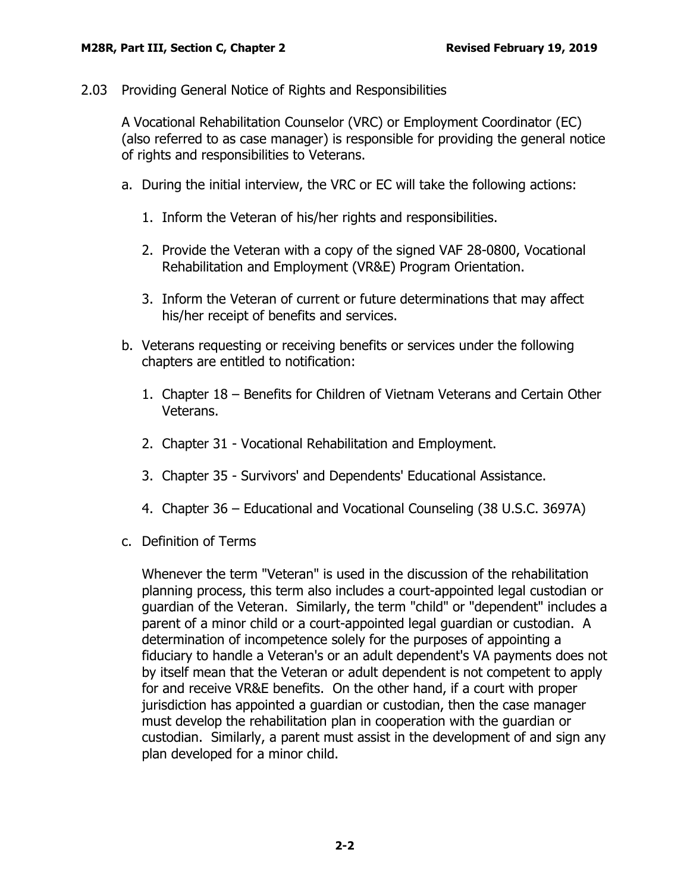## 2.03 Providing General Notice of Rights and Responsibilities

A Vocational Rehabilitation Counselor (VRC) or Employment Coordinator (EC) (also referred to as case manager) is responsible for providing the general notice of rights and responsibilities to Veterans.

a. During the initial interview, the VRC or EC will take the following actions:

   1. Inform the Veteran of his/her rights and responsibilities.
   2. Provide the Veteran with a copy of the signed VAF 28-0800, Vocational Rehabilitation and Employment (VR&E) Program Orientation.
   3. Inform the Veteran of current or future determinations that may affect his/her receipt of benefits and services.

b. Veterans requesting or receiving benefits or services under the following chapters are entitled to notification:

   1. Chapter 18 – Benefits for Children of Vietnam Veterans and Certain Other Veterans.
   2. Chapter 31 - Vocational Rehabilitation and Employment.
   3. Chapter 35 - Survivors' and Dependents' Educational Assistance.
   4. Chapter 36 – Educational and Vocational Counseling (38 U.S.C. 3697A)

c. Definition of Terms

   Whenever the term "Veteran" is used in the discussion of the rehabilitation planning process, this term also includes a court-appointed legal custodian or guardian of the Veteran. Similarly, the term "child" or "dependent" includes a parent of a minor child or a court-appointed legal guardian or custodian. A determination of incompetence solely for the purposes of appointing a fiduciary to handle a Veteran's or an adult dependent's VA payments does not by itself mean that the Veteran or adult dependent is not competent to apply for and receive VR&E benefits. On the other hand, if a court with proper jurisdiction has appointed a guardian or custodian, then the case manager must develop the rehabilitation plan in cooperation with the guardian or custodian. Similarly, a parent must assist in the development of and sign any plan developed for a minor child.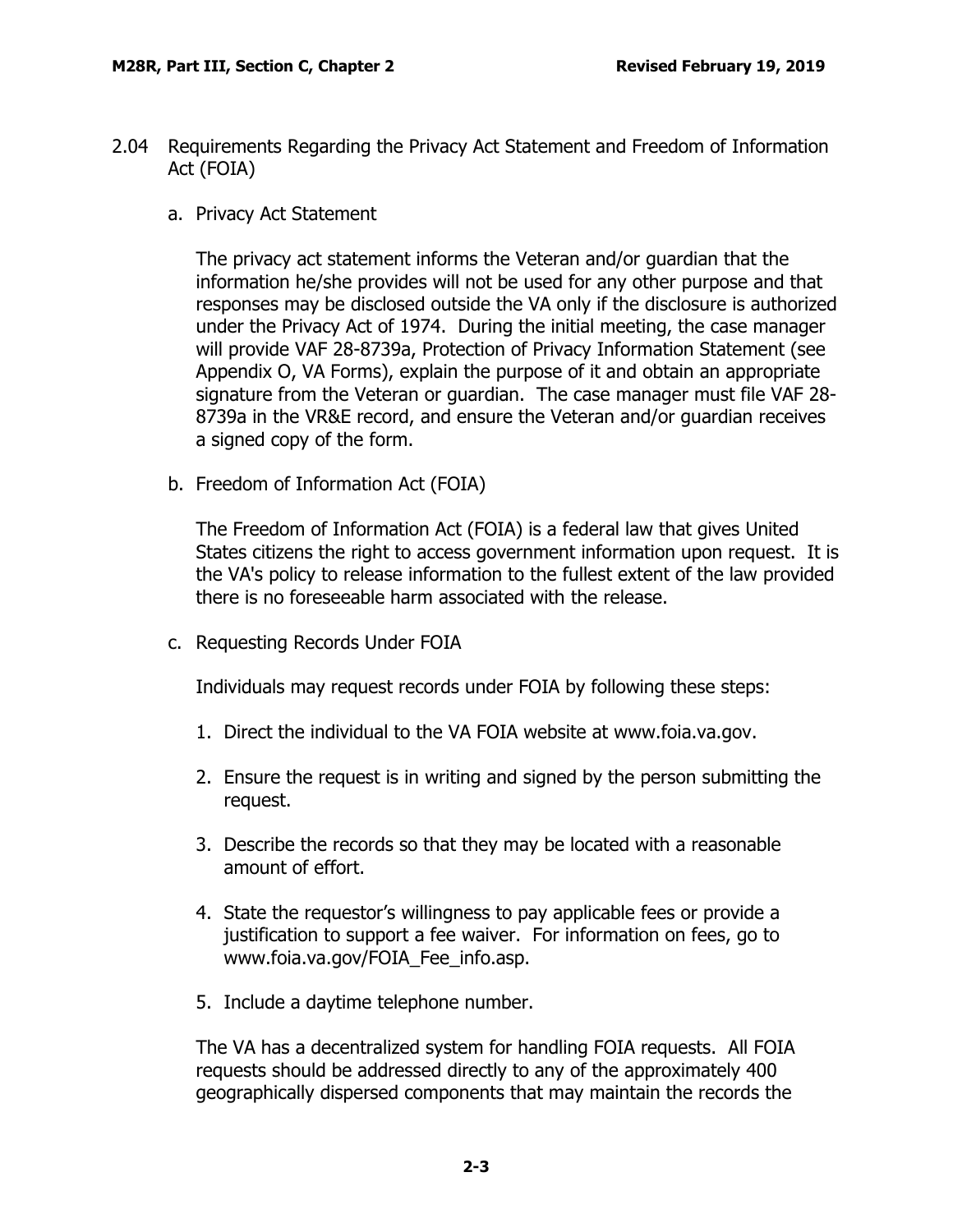## 2.04 Requirements Regarding the Privacy Act Statement and Freedom of Information Act (FOIA)

### a. Privacy Act Statement

The privacy act statement informs the Veteran and/or guardian that the information he/she provides will not be used for any other purpose and that responses may be disclosed outside the VA only if the disclosure is authorized under the Privacy Act of 1974. During the initial meeting, the case manager will provide VAF 28-8739a, Protection of Privacy Information Statement (see Appendix O, VA Forms), explain the purpose of it and obtain an appropriate signature from the Veteran or guardian. The case manager must file VAF 28-8739a in the VR&E record, and ensure the Veteran and/or guardian receives a signed copy of the form.

### b. Freedom of Information Act (FOIA)

The Freedom of Information Act (FOIA) is a federal law that gives United States citizens the right to access government information upon request. It is the VA's policy to release information to the fullest extent of the law provided there is no foreseeable harm associated with the release.

### c. Requesting Records Under FOIA

Individuals may request records under FOIA by following these steps:

1. Direct the individual to the VA FOIA website at www.foia.va.gov.
2. Ensure the request is in writing and signed by the person submitting the request.
3. Describe the records so that they may be located with a reasonable amount of effort.
4. State the requestor's willingness to pay applicable fees or provide a justification to support a fee waiver. For information on fees, go to www.foia.va.gov/FOIA_Fee_info.asp.
5. Include a daytime telephone number.

The VA has a decentralized system for handling FOIA requests. All FOIA requests should be addressed directly to any of the approximately 400 geographically dispersed components that may maintain the records the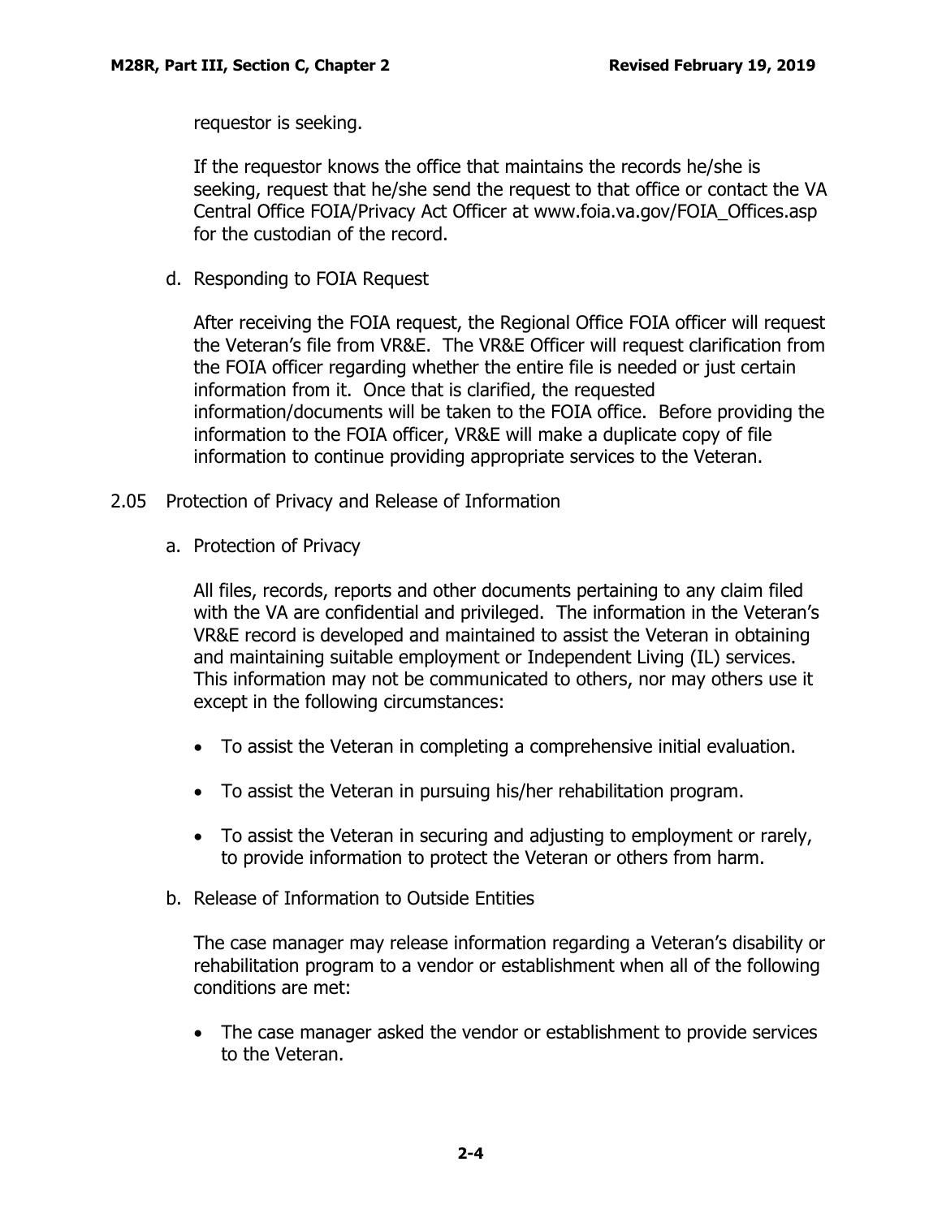requestor is seeking.

If the requestor knows the office that maintains the records he/she is seeking, request that he/she send the request to that office or contact the VA Central Office FOIA/Privacy Act Officer at www.foia.va.gov/FOIA_Offices.asp for the custodian of the record.

d. Responding to FOIA Request

After receiving the FOIA request, the Regional Office FOIA officer will request the Veteran's file from VR&E. The VR&E Officer will request clarification from the FOIA officer regarding whether the entire file is needed or just certain information from it. Once that is clarified, the requested information/documents will be taken to the FOIA office. Before providing the information to the FOIA officer, VR&E will make a duplicate copy of file information to continue providing appropriate services to the Veteran.

## 2.05 Protection of Privacy and Release of Information

a. Protection of Privacy

All files, records, reports and other documents pertaining to any claim filed with the VA are confidential and privileged. The information in the Veteran's VR&E record is developed and maintained to assist the Veteran in obtaining and maintaining suitable employment or Independent Living (IL) services. This information may not be communicated to others, nor may others use it except in the following circumstances:

- To assist the Veteran in completing a comprehensive initial evaluation.
- To assist the Veteran in pursuing his/her rehabilitation program.
- To assist the Veteran in securing and adjusting to employment or rarely, to provide information to protect the Veteran or others from harm.

b. Release of Information to Outside Entities

The case manager may release information regarding a Veteran's disability or rehabilitation program to a vendor or establishment when all of the following conditions are met:

- The case manager asked the vendor or establishment to provide services to the Veteran.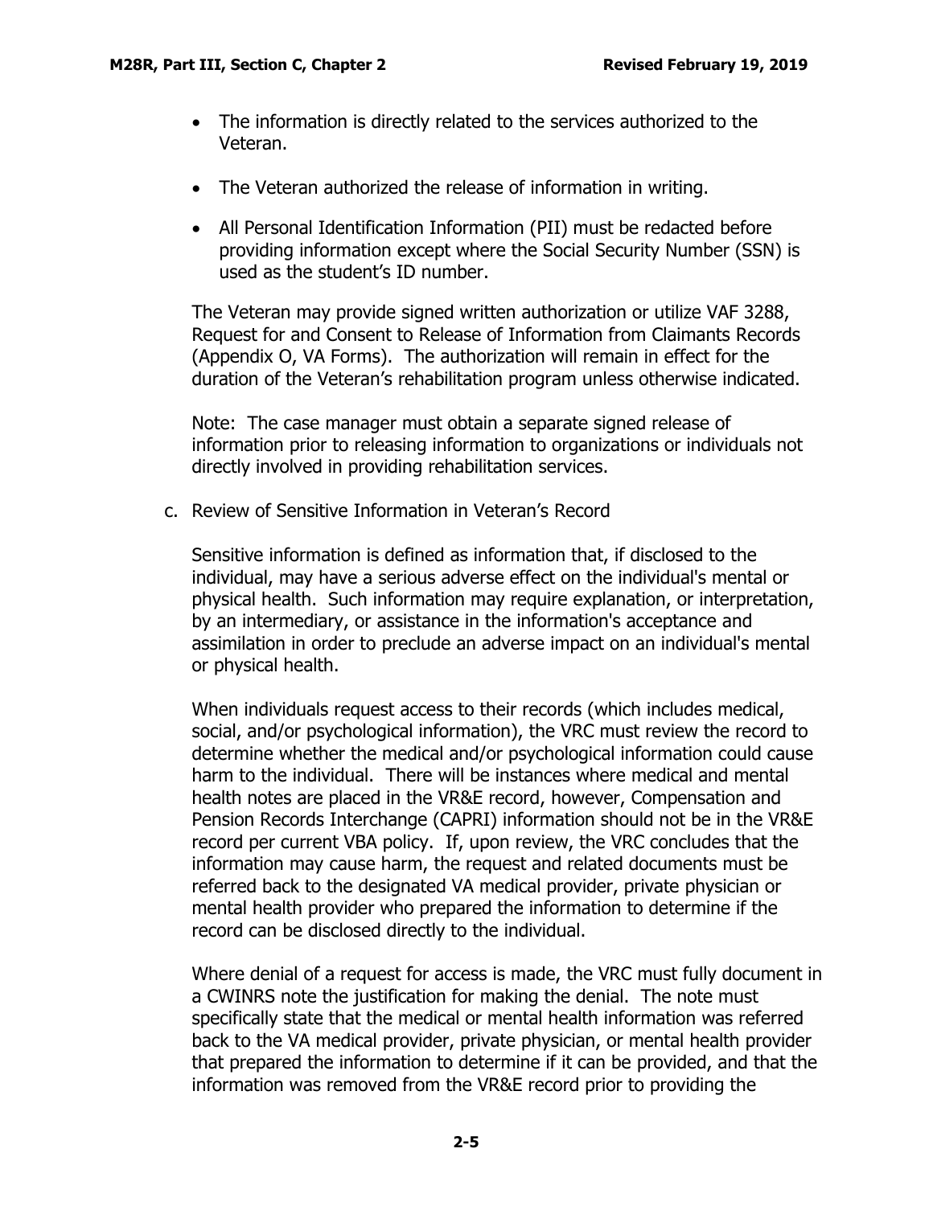- The information is directly related to the services authorized to the Veteran.
- The Veteran authorized the release of information in writing.
- All Personal Identification Information (PII) must be redacted before providing information except where the Social Security Number (SSN) is used as the student's ID number.

The Veteran may provide signed written authorization or utilize VAF 3288, Request for and Consent to Release of Information from Claimants Records (Appendix O, VA Forms). The authorization will remain in effect for the duration of the Veteran's rehabilitation program unless otherwise indicated.

Note: The case manager must obtain a separate signed release of information prior to releasing information to organizations or individuals not directly involved in providing rehabilitation services.

c. Review of Sensitive Information in Veteran's Record

Sensitive information is defined as information that, if disclosed to the individual, may have a serious adverse effect on the individual's mental or physical health. Such information may require explanation, or interpretation, by an intermediary, or assistance in the information's acceptance and assimilation in order to preclude an adverse impact on an individual's mental or physical health.

When individuals request access to their records (which includes medical, social, and/or psychological information), the VRC must review the record to determine whether the medical and/or psychological information could cause harm to the individual. There will be instances where medical and mental health notes are placed in the VR&E record, however, Compensation and Pension Records Interchange (CAPRI) information should not be in the VR&E record per current VBA policy. If, upon review, the VRC concludes that the information may cause harm, the request and related documents must be referred back to the designated VA medical provider, private physician or mental health provider who prepared the information to determine if the record can be disclosed directly to the individual.

Where denial of a request for access is made, the VRC must fully document in a CWINRS note the justification for making the denial. The note must specifically state that the medical or mental health information was referred back to the VA medical provider, private physician, or mental health provider that prepared the information to determine if it can be provided, and that the information was removed from the VR&E record prior to providing the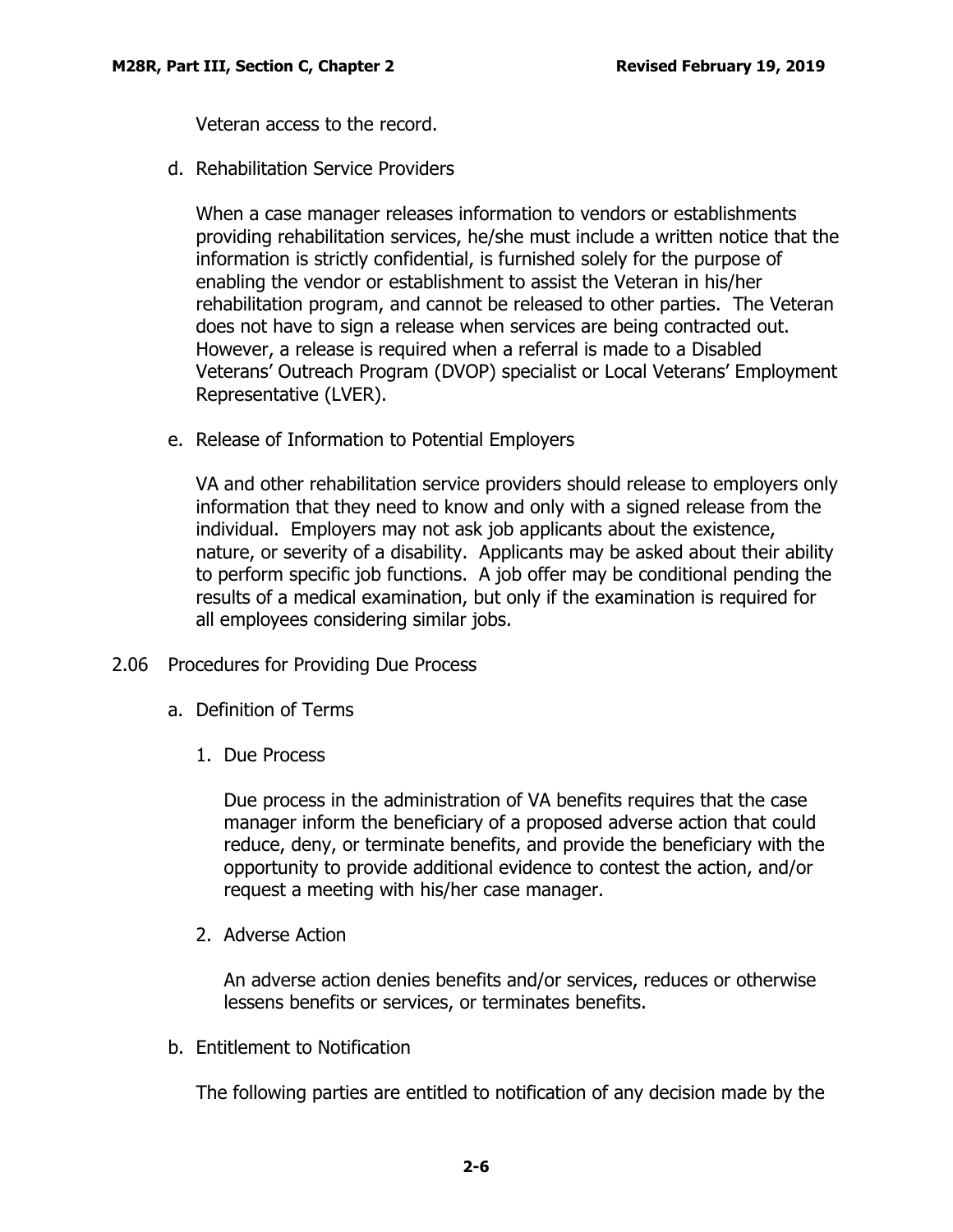Veteran access to the record.

d. Rehabilitation Service Providers

When a case manager releases information to vendors or establishments providing rehabilitation services, he/she must include a written notice that the information is strictly confidential, is furnished solely for the purpose of enabling the vendor or establishment to assist the Veteran in his/her rehabilitation program, and cannot be released to other parties. The Veteran does not have to sign a release when services are being contracted out. However, a release is required when a referral is made to a Disabled Veterans' Outreach Program (DVOP) specialist or Local Veterans' Employment Representative (LVER).

e. Release of Information to Potential Employers

VA and other rehabilitation service providers should release to employers only information that they need to know and only with a signed release from the individual. Employers may not ask job applicants about the existence, nature, or severity of a disability. Applicants may be asked about their ability to perform specific job functions. A job offer may be conditional pending the results of a medical examination, but only if the examination is required for all employees considering similar jobs.

## 2.06 Procedures for Providing Due Process

a. Definition of Terms

1. Due Process

Due process in the administration of VA benefits requires that the case manager inform the beneficiary of a proposed adverse action that could reduce, deny, or terminate benefits, and provide the beneficiary with the opportunity to provide additional evidence to contest the action, and/or request a meeting with his/her case manager.

2. Adverse Action

An adverse action denies benefits and/or services, reduces or otherwise lessens benefits or services, or terminates benefits.

b. Entitlement to Notification

The following parties are entitled to notification of any decision made by the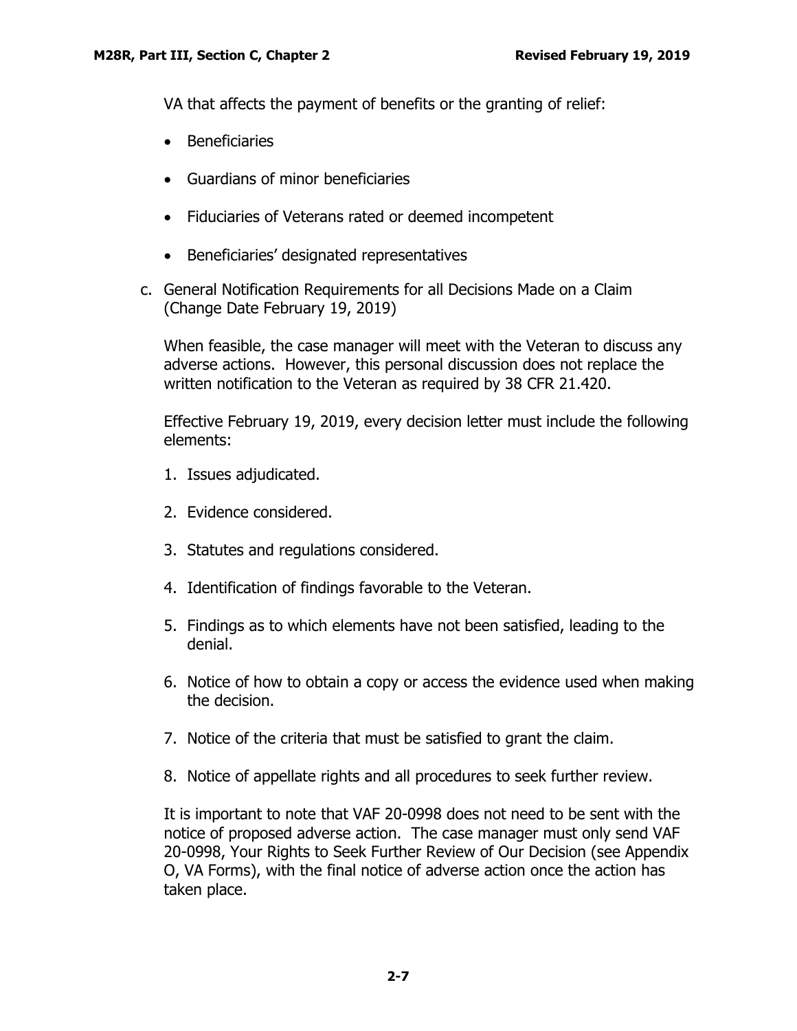VA that affects the payment of benefits or the granting of relief:

- Beneficiaries
- Guardians of minor beneficiaries
- Fiduciaries of Veterans rated or deemed incompetent
- Beneficiaries' designated representatives

c. General Notification Requirements for all Decisions Made on a Claim (Change Date February 19, 2019)

When feasible, the case manager will meet with the Veteran to discuss any adverse actions. However, this personal discussion does not replace the written notification to the Veteran as required by 38 CFR 21.420.

Effective February 19, 2019, every decision letter must include the following elements:

1. Issues adjudicated.
2. Evidence considered.
3. Statutes and regulations considered.
4. Identification of findings favorable to the Veteran.
5. Findings as to which elements have not been satisfied, leading to the denial.
6. Notice of how to obtain a copy or access the evidence used when making the decision.
7. Notice of the criteria that must be satisfied to grant the claim.
8. Notice of appellate rights and all procedures to seek further review.

It is important to note that VAF 20-0998 does not need to be sent with the notice of proposed adverse action. The case manager must only send VAF 20-0998, Your Rights to Seek Further Review of Our Decision (see Appendix O, VA Forms), with the final notice of adverse action once the action has taken place.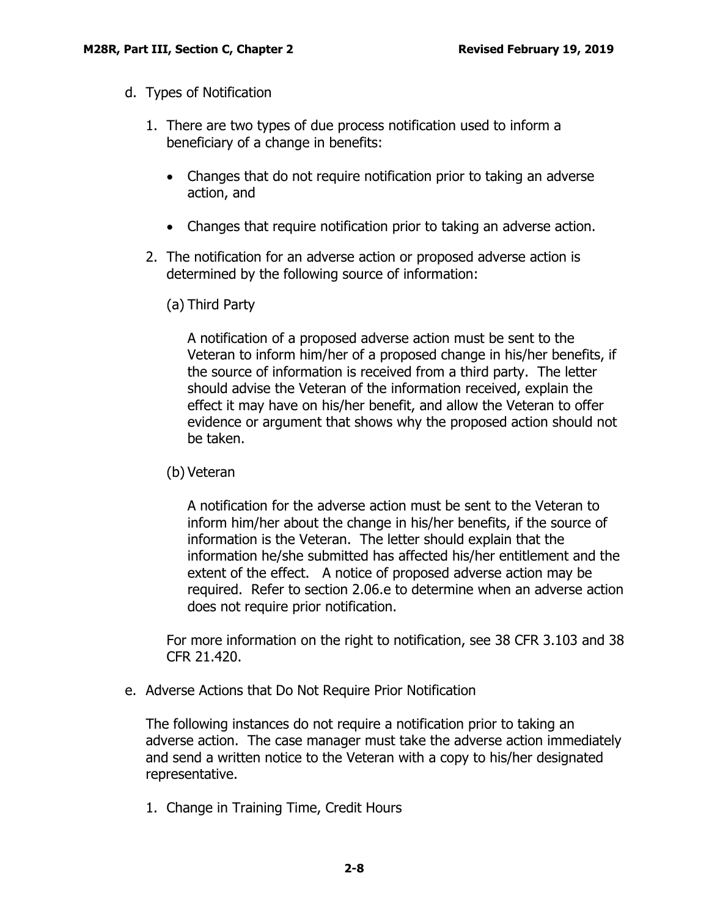d. Types of Notification

1. There are two types of due process notification used to inform a beneficiary of a change in benefits:

   - Changes that do not require notification prior to taking an adverse action, and
   - Changes that require notification prior to taking an adverse action.

2. The notification for an adverse action or proposed adverse action is determined by the following source of information:

   (a) Third Party

   A notification of a proposed adverse action must be sent to the Veteran to inform him/her of a proposed change in his/her benefits, if the source of information is received from a third party. The letter should advise the Veteran of the information received, explain the effect it may have on his/her benefit, and allow the Veteran to offer evidence or argument that shows why the proposed action should not be taken.

   (b) Veteran

   A notification for the adverse action must be sent to the Veteran to inform him/her about the change in his/her benefits, if the source of information is the Veteran. The letter should explain that the information he/she submitted has affected his/her entitlement and the extent of the effect. A notice of proposed adverse action may be required. Refer to section 2.06.e to determine when an adverse action does not require prior notification.

   For more information on the right to notification, see 38 CFR 3.103 and 38 CFR 21.420.

e. Adverse Actions that Do Not Require Prior Notification

The following instances do not require a notification prior to taking an adverse action. The case manager must take the adverse action immediately and send a written notice to the Veteran with a copy to his/her designated representative.

1. Change in Training Time, Credit Hours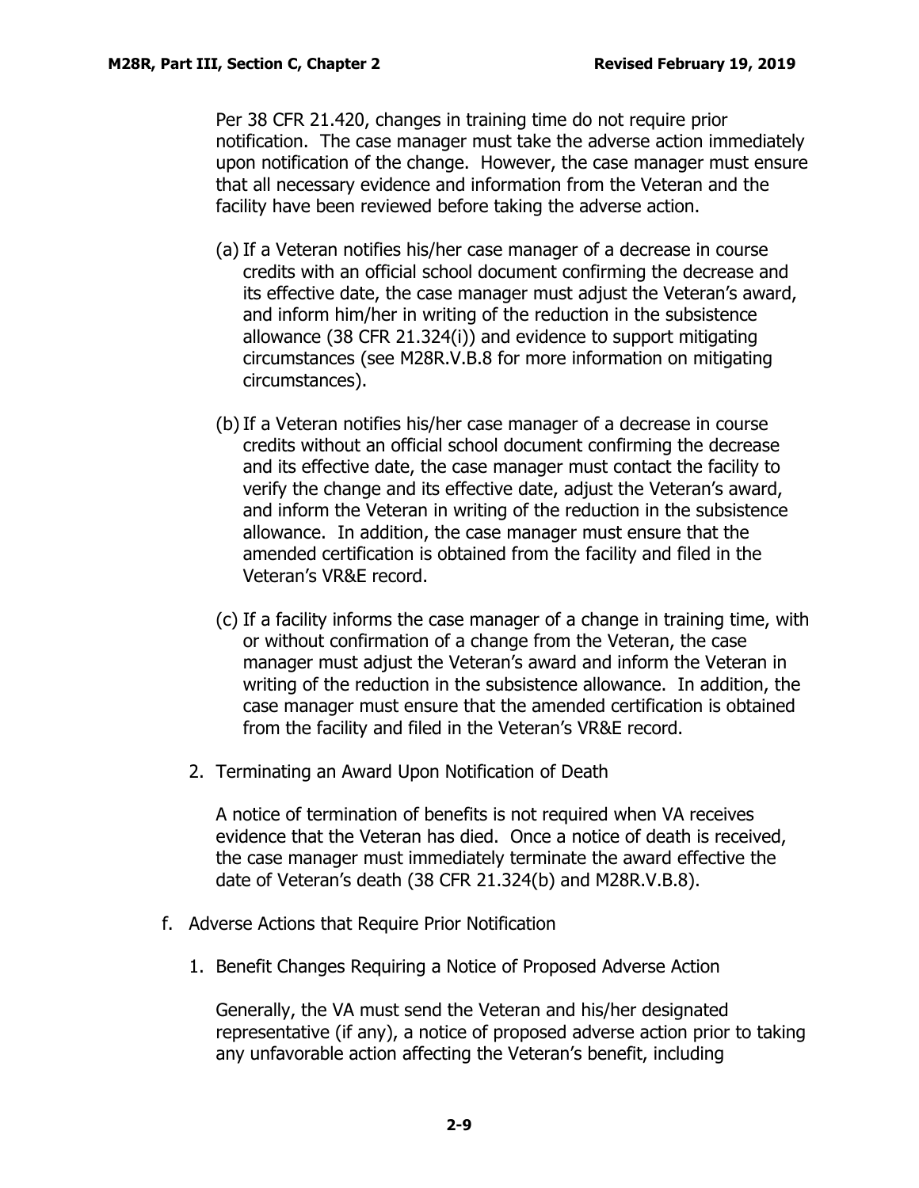Per 38 CFR 21.420, changes in training time do not require prior notification. The case manager must take the adverse action immediately upon notification of the change. However, the case manager must ensure that all necessary evidence and information from the Veteran and the facility have been reviewed before taking the adverse action.

(a) If a Veteran notifies his/her case manager of a decrease in course credits with an official school document confirming the decrease and its effective date, the case manager must adjust the Veteran's award, and inform him/her in writing of the reduction in the subsistence allowance (38 CFR 21.324(i)) and evidence to support mitigating circumstances (see M28R.V.B.8 for more information on mitigating circumstances).

(b) If a Veteran notifies his/her case manager of a decrease in course credits without an official school document confirming the decrease and its effective date, the case manager must contact the facility to verify the change and its effective date, adjust the Veteran's award, and inform the Veteran in writing of the reduction in the subsistence allowance. In addition, the case manager must ensure that the amended certification is obtained from the facility and filed in the Veteran's VR&E record.

(c) If a facility informs the case manager of a change in training time, with or without confirmation of a change from the Veteran, the case manager must adjust the Veteran's award and inform the Veteran in writing of the reduction in the subsistence allowance. In addition, the case manager must ensure that the amended certification is obtained from the facility and filed in the Veteran's VR&E record.

2. Terminating an Award Upon Notification of Death

A notice of termination of benefits is not required when VA receives evidence that the Veteran has died. Once a notice of death is received, the case manager must immediately terminate the award effective the date of Veteran's death (38 CFR 21.324(b) and M28R.V.B.8).

f. Adverse Actions that Require Prior Notification

1. Benefit Changes Requiring a Notice of Proposed Adverse Action

Generally, the VA must send the Veteran and his/her designated representative (if any), a notice of proposed adverse action prior to taking any unfavorable action affecting the Veteran's benefit, including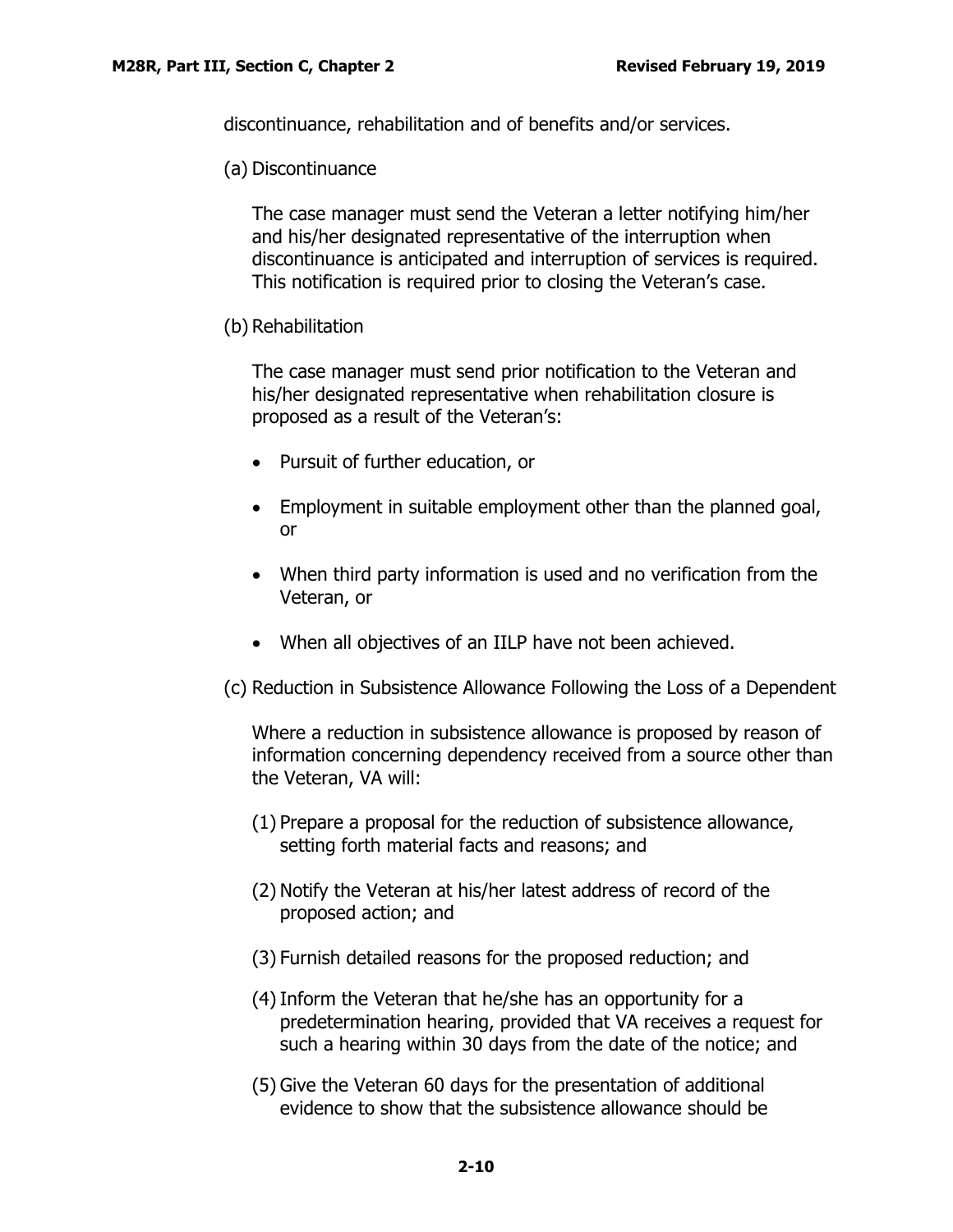discontinuance, rehabilitation and of benefits and/or services.

(a) Discontinuance

The case manager must send the Veteran a letter notifying him/her and his/her designated representative of the interruption when discontinuance is anticipated and interruption of services is required. This notification is required prior to closing the Veteran's case.

(b) Rehabilitation

The case manager must send prior notification to the Veteran and his/her designated representative when rehabilitation closure is proposed as a result of the Veteran's:

- Pursuit of further education, or
- Employment in suitable employment other than the planned goal, or
- When third party information is used and no verification from the Veteran, or
- When all objectives of an IILP have not been achieved.

(c) Reduction in Subsistence Allowance Following the Loss of a Dependent

Where a reduction in subsistence allowance is proposed by reason of information concerning dependency received from a source other than the Veteran, VA will:

(1) Prepare a proposal for the reduction of subsistence allowance, setting forth material facts and reasons; and

(2) Notify the Veteran at his/her latest address of record of the proposed action; and

(3) Furnish detailed reasons for the proposed reduction; and

(4) Inform the Veteran that he/she has an opportunity for a predetermination hearing, provided that VA receives a request for such a hearing within 30 days from the date of the notice; and

(5) Give the Veteran 60 days for the presentation of additional evidence to show that the subsistence allowance should be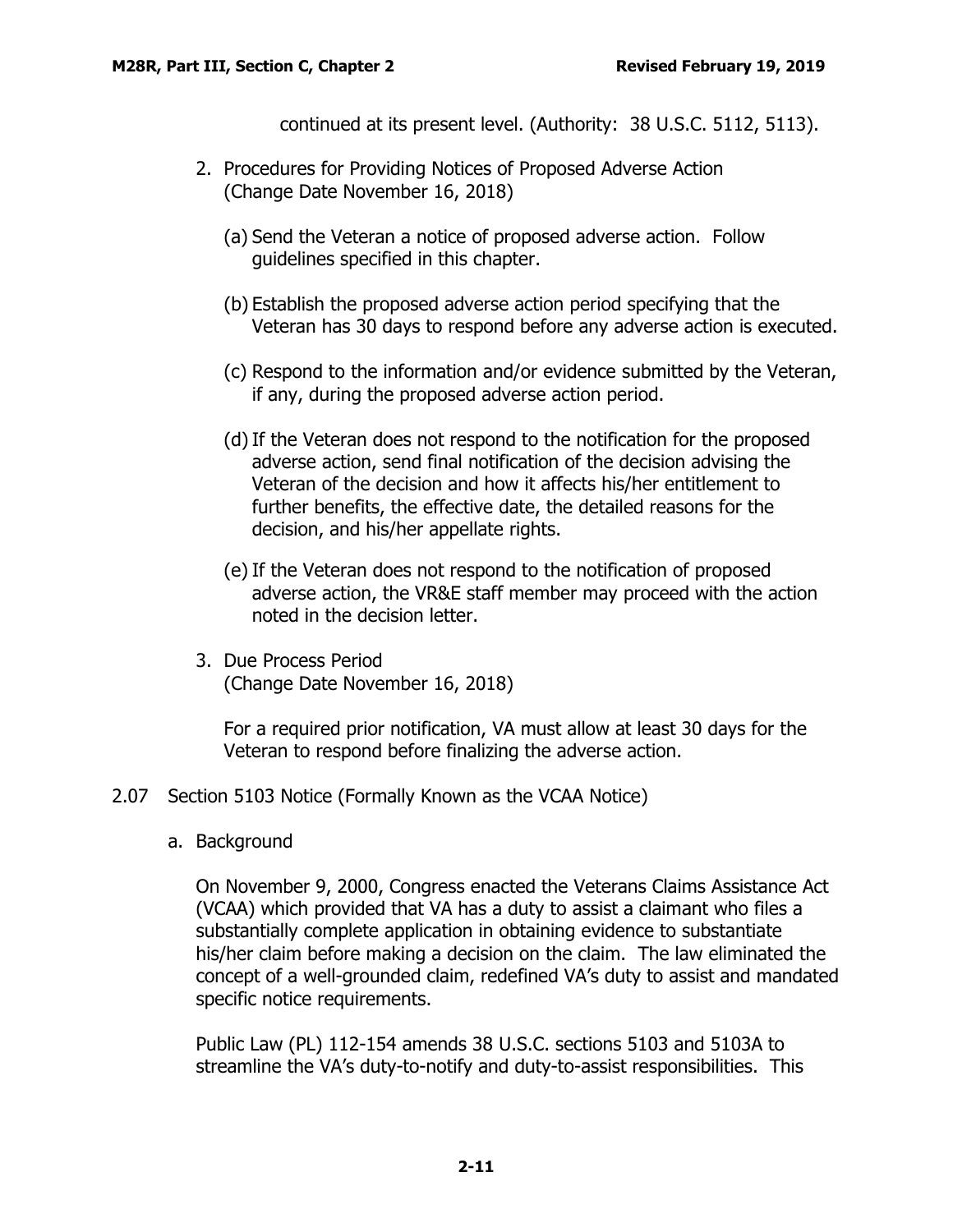continued at its present level. (Authority: 38 U.S.C. 5112, 5113).

2. Procedures for Providing Notices of Proposed Adverse Action (Change Date November 16, 2018)

   (a) Send the Veteran a notice of proposed adverse action. Follow guidelines specified in this chapter.

   (b) Establish the proposed adverse action period specifying that the Veteran has 30 days to respond before any adverse action is executed.

   (c) Respond to the information and/or evidence submitted by the Veteran, if any, during the proposed adverse action period.

   (d) If the Veteran does not respond to the notification for the proposed adverse action, send final notification of the decision advising the Veteran of the decision and how it affects his/her entitlement to further benefits, the effective date, the detailed reasons for the decision, and his/her appellate rights.

   (e) If the Veteran does not respond to the notification of proposed adverse action, the VR&E staff member may proceed with the action noted in the decision letter.

3. Due Process Period (Change Date November 16, 2018)

   For a required prior notification, VA must allow at least 30 days for the Veteran to respond before finalizing the adverse action.

## 2.07 Section 5103 Notice (Formally Known as the VCAA Notice)

### a. Background

On November 9, 2000, Congress enacted the Veterans Claims Assistance Act (VCAA) which provided that VA has a duty to assist a claimant who files a substantially complete application in obtaining evidence to substantiate his/her claim before making a decision on the claim. The law eliminated the concept of a well-grounded claim, redefined VA's duty to assist and mandated specific notice requirements.

Public Law (PL) 112-154 amends 38 U.S.C. sections 5103 and 5103A to streamline the VA's duty-to-notify and duty-to-assist responsibilities. This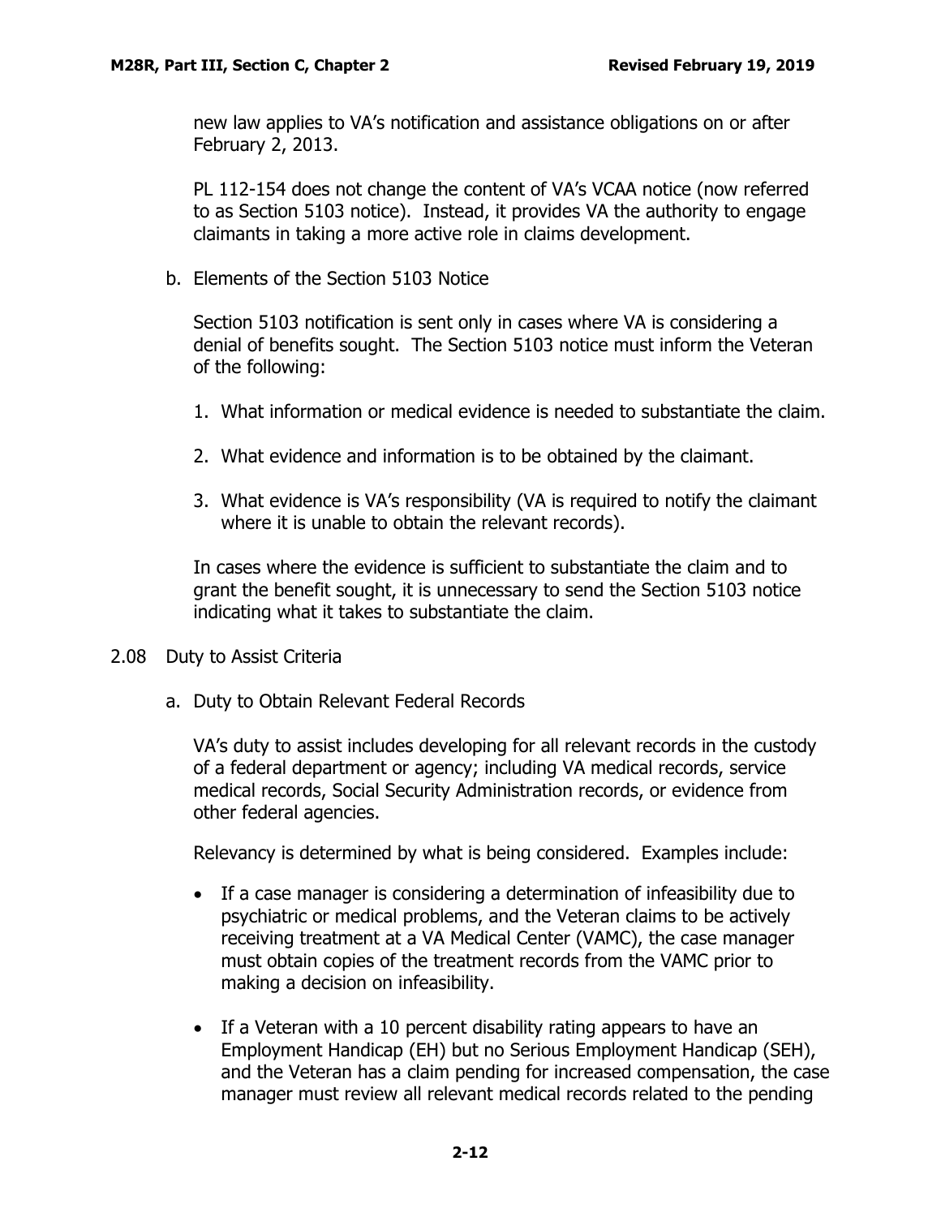new law applies to VA's notification and assistance obligations on or after February 2, 2013.

PL 112-154 does not change the content of VA's VCAA notice (now referred to as Section 5103 notice). Instead, it provides VA the authority to engage claimants in taking a more active role in claims development.

b. Elements of the Section 5103 Notice

Section 5103 notification is sent only in cases where VA is considering a denial of benefits sought. The Section 5103 notice must inform the Veteran of the following:

1. What information or medical evidence is needed to substantiate the claim.

2. What evidence and information is to be obtained by the claimant.

3. What evidence is VA's responsibility (VA is required to notify the claimant where it is unable to obtain the relevant records).

In cases where the evidence is sufficient to substantiate the claim and to grant the benefit sought, it is unnecessary to send the Section 5103 notice indicating what it takes to substantiate the claim.

## 2.08 Duty to Assist Criteria

a. Duty to Obtain Relevant Federal Records

VA's duty to assist includes developing for all relevant records in the custody of a federal department or agency; including VA medical records, service medical records, Social Security Administration records, or evidence from other federal agencies.

Relevancy is determined by what is being considered. Examples include:

- If a case manager is considering a determination of infeasibility due to psychiatric or medical problems, and the Veteran claims to be actively receiving treatment at a VA Medical Center (VAMC), the case manager must obtain copies of the treatment records from the VAMC prior to making a decision on infeasibility.

- If a Veteran with a 10 percent disability rating appears to have an Employment Handicap (EH) but no Serious Employment Handicap (SEH), and the Veteran has a claim pending for increased compensation, the case manager must review all relevant medical records related to the pending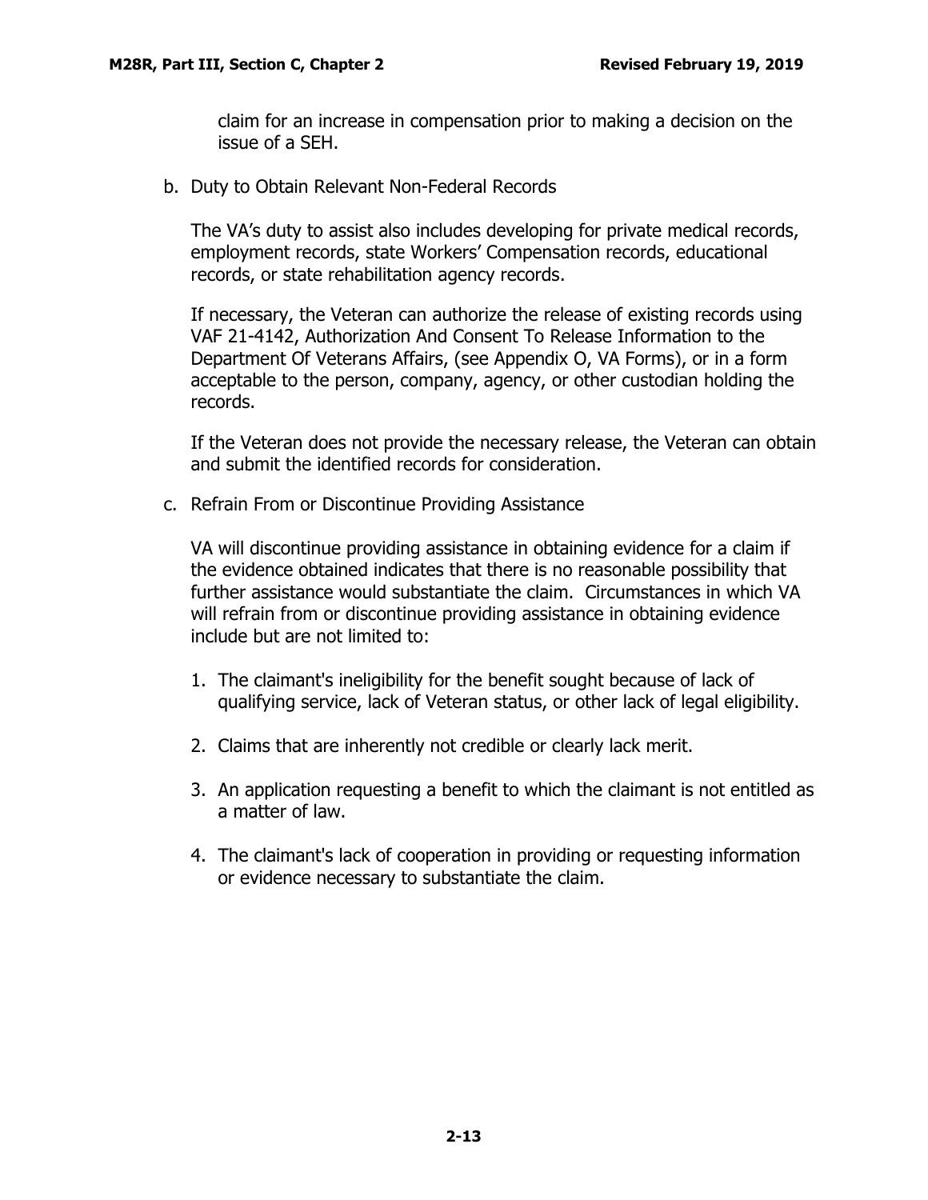claim for an increase in compensation prior to making a decision on the issue of a SEH.

b. Duty to Obtain Relevant Non-Federal Records

   The VA's duty to assist also includes developing for private medical records, employment records, state Workers' Compensation records, educational records, or state rehabilitation agency records.

   If necessary, the Veteran can authorize the release of existing records using VAF 21-4142, Authorization And Consent To Release Information to the Department Of Veterans Affairs, (see Appendix O, VA Forms), or in a form acceptable to the person, company, agency, or other custodian holding the records.

   If the Veteran does not provide the necessary release, the Veteran can obtain and submit the identified records for consideration.

c. Refrain From or Discontinue Providing Assistance

   VA will discontinue providing assistance in obtaining evidence for a claim if the evidence obtained indicates that there is no reasonable possibility that further assistance would substantiate the claim. Circumstances in which VA will refrain from or discontinue providing assistance in obtaining evidence include but are not limited to:

   1. The claimant's ineligibility for the benefit sought because of lack of qualifying service, lack of Veteran status, or other lack of legal eligibility.

   2. Claims that are inherently not credible or clearly lack merit.

   3. An application requesting a benefit to which the claimant is not entitled as a matter of law.

   4. The claimant's lack of cooperation in providing or requesting information or evidence necessary to substantiate the claim.